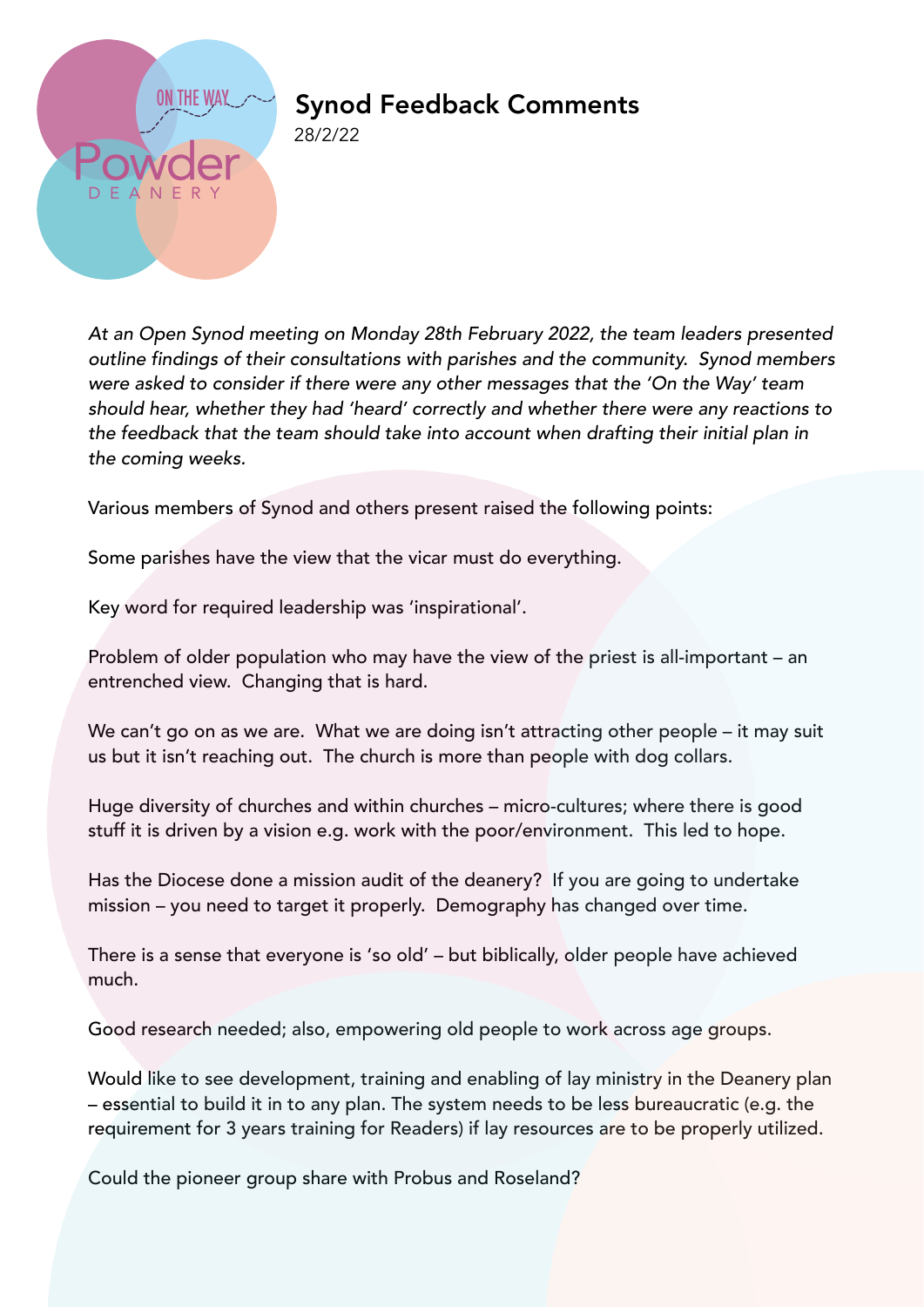# Synod Feedback Comments

28/2/22

*At an Open Synod meeting on Monday 28th February 2022, the team leaders presented outline findings of their consultations with parishes and the community. Synod members were asked to consider if there were any other messages that the 'On the Way' team should hear, whether they had 'heard' correctly and whether there were any reactions to the feedback that the team should take into account when drafting their initial plan in the coming weeks.*

Various members of Synod and others present raised the following points:

Some parishes have the view that the vicar must do everything.

Key word for required leadership was 'inspirational'.

Problem of older population who may have the view of the priest is all-important – an entrenched view. Changing that is hard.

We can't go on as we are. What we are doing isn't attracting other people – it may suit us but it isn't reaching out. The church is more than people with dog collars.

Huge diversity of churches and within churches – micro-cultures; where there is good stuff it is driven by a vision e.g. work with the poor/environment. This led to hope.

Has the Diocese done a mission audit of the deanery? If you are going to undertake mission – you need to target it properly. Demography has changed over time.

There is a sense that everyone is 'so old' – but biblically, older people have achieved much.

Good research needed; also, empowering old people to work across age groups.

Would like to see development, training and enabling of lay ministry in the Deanery plan – essential to build it in to any plan. The system needs to be less bureaucratic (e.g. the requirement for 3 years training for Readers) if lay resources are to be properly utilized.

Could the pioneer group share with Probus and Roseland?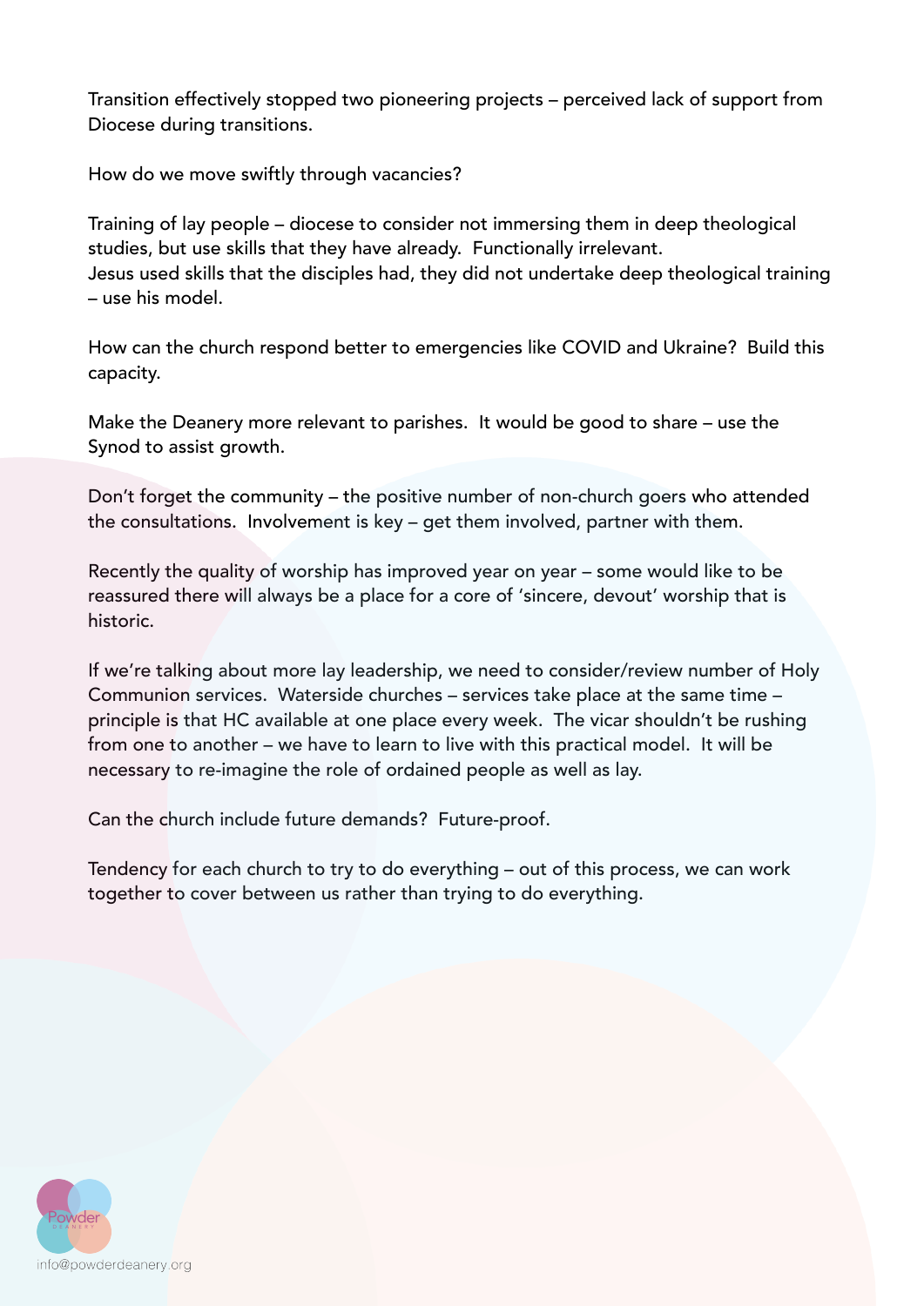Transition effectively stopped two pioneering projects – perceived lack of support from Diocese during transitions.

How do we move swiftly through vacancies?

Training of lay people – diocese to consider not immersing them in deep theological studies, but use skills that they have already. Functionally irrelevant.
Jesus used skills that the disciples had, they did not undertake deep theological training – use his model.

How can the church respond better to emergencies like COVID and Ukraine? Build this capacity.

Make the Deanery more relevant to parishes. It would be good to share – use the Synod to assist growth.

Don't forget the community – the positive number of non-church goers who attended the consultations. Involvement is key – get them involved, partner with them.

Recently the quality of worship has improved year on year – some would like to be reassured there will always be a place for a core of 'sincere, devout' worship that is historic.

If we're talking about more lay leadership, we need to consider/review number of Holy Communion services. Waterside churches – services take place at the same time – principle is that HC available at one place every week. The vicar shouldn't be rushing from one to another – we have to learn to live with this practical model. It will be necessary to re-imagine the role of ordained people as well as lay.

Can the church include future demands? Future-proof.

Tendency for each church to try to do everything – out of this process, we can work together to cover between us rather than trying to do everything.